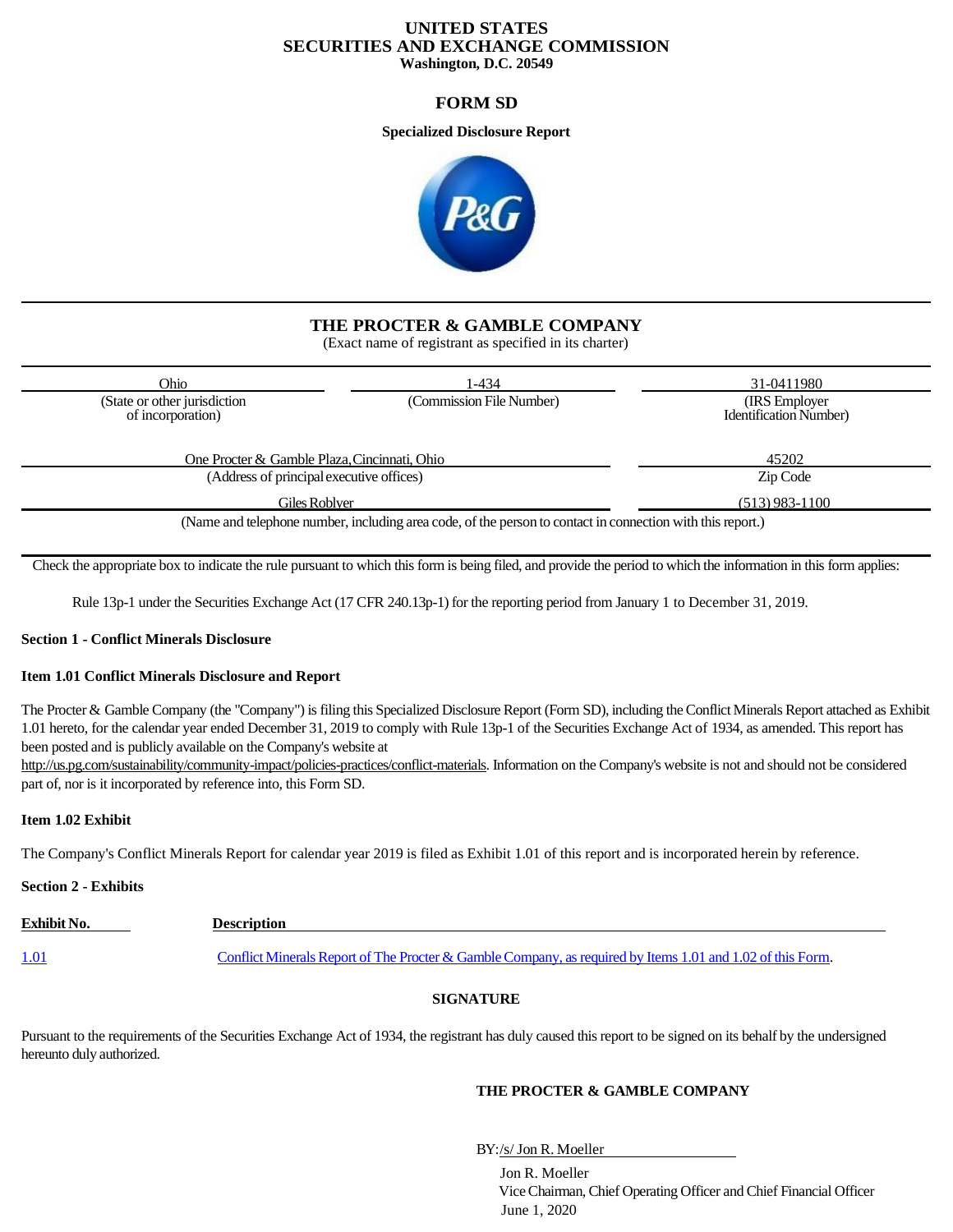# UNITED STATES
# SECURITIES AND EXCHANGE COMMISSION
**Washington, D.C. 20549**

## FORM SD

**Specialized Disclosure Report**

## THE PROCTER & GAMBLE COMPANY
(Exact name of registrant as specified in its charter)

| Ohio | 1-434 | 31-0411980 |
|---|---|---|
| (State or other jurisdiction of incorporation) | (Commission File Number) | (IRS Employer Identification Number) |

| One Procter & Gamble Plaza, Cincinnati, Ohio | 45202 |
|---|---|
| (Address of principal executive offices) | Zip Code |
| Giles Roblyer | (513) 983-1100 |

(Name and telephone number, including area code, of the person to contact in connection with this report.)

Check the appropriate box to indicate the rule pursuant to which this form is being filed, and provide the period to which the information in this form applies:

Rule 13p-1 under the Securities Exchange Act (17 CFR 240.13p-1) for the reporting period from January 1 to December 31, 2019.

**Section 1 - Conflict Minerals Disclosure**

**Item 1.01 Conflict Minerals Disclosure and Report**

The Procter & Gamble Company (the "Company") is filing this Specialized Disclosure Report (Form SD), including the Conflict Minerals Report attached as Exhibit 1.01 hereto, for the calendar year ended December 31, 2019 to comply with Rule 13p-1 of the Securities Exchange Act of 1934, as amended. This report has been posted and is publicly available on the Company's website at http://us.pg.com/sustainability/community-impact/policies-practices/conflict-materials. Information on the Company's website is not and should not be considered part of, nor is it incorporated by reference into, this Form SD.

**Item 1.02 Exhibit**

The Company's Conflict Minerals Report for calendar year 2019 is filed as Exhibit 1.01 of this report and is incorporated herein by reference.

**Section 2 - Exhibits**

| Exhibit No. | Description |
|---|---|
| 1.01 | Conflict Minerals Report of The Procter & Gamble Company, as required by Items 1.01 and 1.02 of this Form. |

**SIGNATURE**

Pursuant to the requirements of the Securities Exchange Act of 1934, the registrant has duly caused this report to be signed on its behalf by the undersigned hereunto duly authorized.

**THE PROCTER & GAMBLE COMPANY**

BY: /s/ Jon R. Moeller

Jon R. Moeller
Vice Chairman, Chief Operating Officer and Chief Financial Officer
June 1, 2020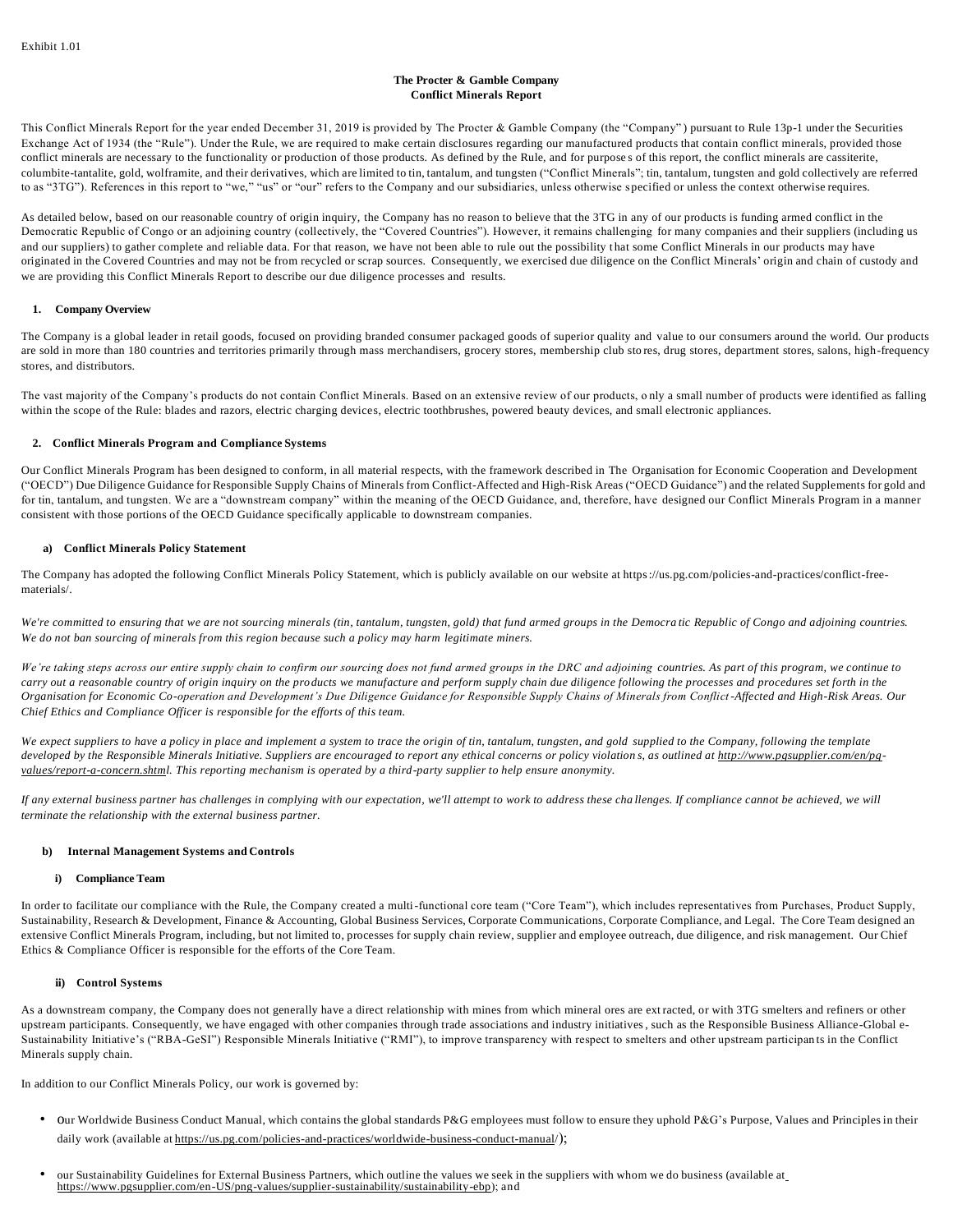Exhibit 1.01

**The Procter & Gamble Company**
**Conflict Minerals Report**

This Conflict Minerals Report for the year ended December 31, 2019 is provided by The Procter & Gamble Company (the "Company") pursuant to Rule 13p-1 under the Securities Exchange Act of 1934 (the "Rule"). Under the Rule, we are required to make certain disclosures regarding our manufactured products that contain conflict minerals, provided those conflict minerals are necessary to the functionality or production of those products. As defined by the Rule, and for purposes of this report, the conflict minerals are cassiterite, columbite-tantalite, gold, wolframite, and their derivatives, which are limited to tin, tantalum, and tungsten ("Conflict Minerals"; tin, tantalum, tungsten and gold collectively are referred to as "3TG"). References in this report to "we," "us" or "our" refers to the Company and our subsidiaries, unless otherwise specified or unless the context otherwise requires.

As detailed below, based on our reasonable country of origin inquiry, the Company has no reason to believe that the 3TG in any of our products is funding armed conflict in the Democratic Republic of Congo or an adjoining country (collectively, the "Covered Countries"). However, it remains challenging for many companies and their suppliers (including us and our suppliers) to gather complete and reliable data. For that reason, we have not been able to rule out the possibility that some Conflict Minerals in our products may have originated in the Covered Countries and may not be from recycled or scrap sources. Consequently, we exercised due diligence on the Conflict Minerals' origin and chain of custody and we are providing this Conflict Minerals Report to describe our due diligence processes and results.

## 1. Company Overview

The Company is a global leader in retail goods, focused on providing branded consumer packaged goods of superior quality and value to our consumers around the world. Our products are sold in more than 180 countries and territories primarily through mass merchandisers, grocery stores, membership club stores, drug stores, department stores, salons, high-frequency stores, and distributors.

The vast majority of the Company's products do not contain Conflict Minerals. Based on an extensive review of our products, only a small number of products were identified as falling within the scope of the Rule: blades and razors, electric charging devices, electric toothbrushes, powered beauty devices, and small electronic appliances.

## 2. Conflict Minerals Program and Compliance Systems

Our Conflict Minerals Program has been designed to conform, in all material respects, with the framework described in The Organisation for Economic Cooperation and Development ("OECD") Due Diligence Guidance for Responsible Supply Chains of Minerals from Conflict-Affected and High-Risk Areas ("OECD Guidance") and the related Supplements for gold and for tin, tantalum, and tungsten. We are a "downstream company" within the meaning of the OECD Guidance, and, therefore, have designed our Conflict Minerals Program in a manner consistent with those portions of the OECD Guidance specifically applicable to downstream companies.

### a) Conflict Minerals Policy Statement

The Company has adopted the following Conflict Minerals Policy Statement, which is publicly available on our website at https://us.pg.com/policies-and-practices/conflict-free-materials/.

*We're committed to ensuring that we are not sourcing minerals (tin, tantalum, tungsten, gold) that fund armed groups in the Democratic Republic of Congo and adjoining countries. We do not ban sourcing of minerals from this region because such a policy may harm legitimate miners.*

*We're taking steps across our entire supply chain to confirm our sourcing does not fund armed groups in the DRC and adjoining countries. As part of this program, we continue to carry out a reasonable country of origin inquiry on the products we manufacture and perform supply chain due diligence following the processes and procedures set forth in the Organisation for Economic Co-operation and Development's Due Diligence Guidance for Responsible Supply Chains of Minerals from Conflict-Affected and High-Risk Areas. Our Chief Ethics and Compliance Officer is responsible for the efforts of this team.*

*We expect suppliers to have a policy in place and implement a system to trace the origin of tin, tantalum, tungsten, and gold supplied to the Company, following the template developed by the Responsible Minerals Initiative. Suppliers are encouraged to report any ethical concerns or policy violations, as outlined at http://www.pgsupplier.com/en/pg-values/report-a-concern.shtml. This reporting mechanism is operated by a third-party supplier to help ensure anonymity.*

*If any external business partner has challenges in complying with our expectation, we'll attempt to work to address these challenges. If compliance cannot be achieved, we will terminate the relationship with the external business partner.*

### b) Internal Management Systems and Controls

#### i) Compliance Team

In order to facilitate our compliance with the Rule, the Company created a multi-functional core team ("Core Team"), which includes representatives from Purchases, Product Supply, Sustainability, Research & Development, Finance & Accounting, Global Business Services, Corporate Communications, Corporate Compliance, and Legal. The Core Team designed an extensive Conflict Minerals Program, including, but not limited to, processes for supply chain review, supplier and employee outreach, due diligence, and risk management. Our Chief Ethics & Compliance Officer is responsible for the efforts of the Core Team.

#### ii) Control Systems

As a downstream company, the Company does not generally have a direct relationship with mines from which mineral ores are extracted, or with 3TG smelters and refiners or other upstream participants. Consequently, we have engaged with other companies through trade associations and industry initiatives, such as the Responsible Business Alliance-Global e-Sustainability Initiative's ("RBA-GeSI") Responsible Minerals Initiative ("RMI"), to improve transparency with respect to smelters and other upstream participants in the Conflict Minerals supply chain.

In addition to our Conflict Minerals Policy, our work is governed by:

- our Worldwide Business Conduct Manual, which contains the global standards P&G employees must follow to ensure they uphold P&G's Purpose, Values and Principles in their daily work (available at https://us.pg.com/policies-and-practices/worldwide-business-conduct-manual/);
- our Sustainability Guidelines for External Business Partners, which outline the values we seek in the suppliers with whom we do business (available at https://www.pgsupplier.com/en-US/png-values/supplier-sustainability/sustainability-ebp); and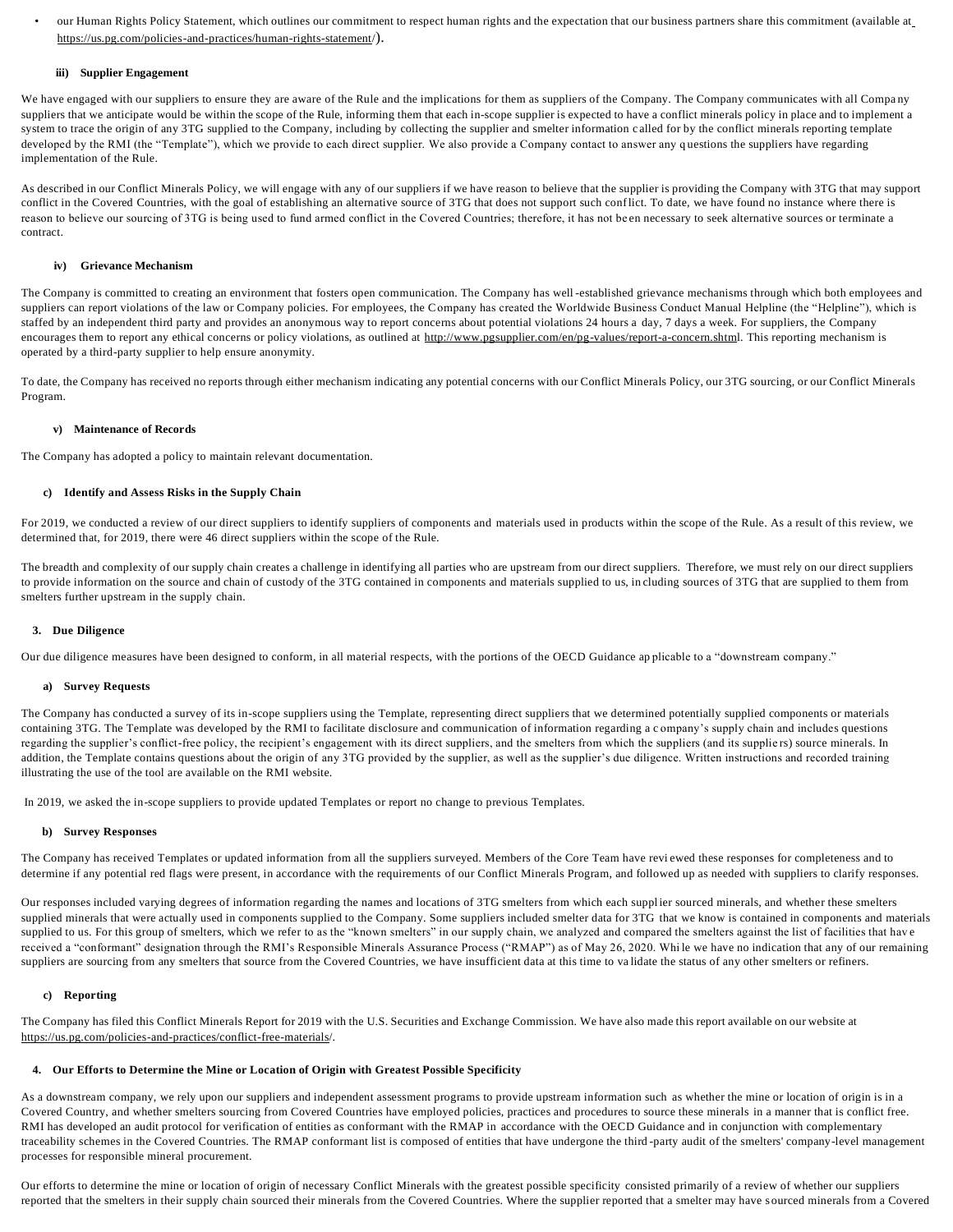- our Human Rights Policy Statement, which outlines our commitment to respect human rights and the expectation that our business partners share this commitment (available at https://us.pg.com/policies-and-practices/human-rights-statement/).

#### iii) Supplier Engagement

We have engaged with our suppliers to ensure they are aware of the Rule and the implications for them as suppliers of the Company. The Company communicates with all Company suppliers that we anticipate would be within the scope of the Rule, informing them that each in-scope supplier is expected to have a conflict minerals policy in place and to implement a system to trace the origin of any 3TG supplied to the Company, including by collecting the supplier and smelter information called for by the conflict minerals reporting template developed by the RMI (the "Template"), which we provide to each direct supplier. We also provide a Company contact to answer any questions the suppliers have regarding implementation of the Rule.

As described in our Conflict Minerals Policy, we will engage with any of our suppliers if we have reason to believe that the supplier is providing the Company with 3TG that may support conflict in the Covered Countries, with the goal of establishing an alternative source of 3TG that does not support such conflict. To date, we have found no instance where there is reason to believe our sourcing of 3TG is being used to fund armed conflict in the Covered Countries; therefore, it has not been necessary to seek alternative sources or terminate a contract.

#### iv) Grievance Mechanism

The Company is committed to creating an environment that fosters open communication. The Company has well-established grievance mechanisms through which both employees and suppliers can report violations of the law or Company policies. For employees, the Company has created the Worldwide Business Conduct Manual Helpline (the "Helpline"), which is staffed by an independent third party and provides an anonymous way to report concerns about potential violations 24 hours a day, 7 days a week. For suppliers, the Company encourages them to report any ethical concerns or policy violations, as outlined at http://www.pgsupplier.com/en/pg-values/report-a-concern.shtml. This reporting mechanism is operated by a third-party supplier to help ensure anonymity.

To date, the Company has received no reports through either mechanism indicating any potential concerns with our Conflict Minerals Policy, our 3TG sourcing, or our Conflict Minerals Program.

#### v) Maintenance of Records

The Company has adopted a policy to maintain relevant documentation.

### c) Identify and Assess Risks in the Supply Chain

For 2019, we conducted a review of our direct suppliers to identify suppliers of components and materials used in products within the scope of the Rule. As a result of this review, we determined that, for 2019, there were 46 direct suppliers within the scope of the Rule.

The breadth and complexity of our supply chain creates a challenge in identifying all parties who are upstream from our direct suppliers. Therefore, we must rely on our direct suppliers to provide information on the source and chain of custody of the 3TG contained in components and materials supplied to us, including sources of 3TG that are supplied to them from smelters further upstream in the supply chain.

## 3. Due Diligence

Our due diligence measures have been designed to conform, in all material respects, with the portions of the OECD Guidance applicable to a "downstream company."

### a) Survey Requests

The Company has conducted a survey of its in-scope suppliers using the Template, representing direct suppliers that we determined potentially supplied components or materials containing 3TG. The Template was developed by the RMI to facilitate disclosure and communication of information regarding a company's supply chain and includes questions regarding the supplier's conflict-free policy, the recipient's engagement with its direct suppliers, and the smelters from which the suppliers (and its suppliers) source minerals. In addition, the Template contains questions about the origin of any 3TG provided by the supplier, as well as the supplier's due diligence. Written instructions and recorded training illustrating the use of the tool are available on the RMI website.

In 2019, we asked the in-scope suppliers to provide updated Templates or report no change to previous Templates.

### b) Survey Responses

The Company has received Templates or updated information from all the suppliers surveyed. Members of the Core Team have reviewed these responses for completeness and to determine if any potential red flags were present, in accordance with the requirements of our Conflict Minerals Program, and followed up as needed with suppliers to clarify responses.

Our responses included varying degrees of information regarding the names and locations of 3TG smelters from which each supplier sourced minerals, and whether these smelters supplied minerals that were actually used in components supplied to the Company. Some suppliers included smelter data for 3TG that we know is contained in components and materials supplied to us. For this group of smelters, which we refer to as the "known smelters" in our supply chain, we analyzed and compared the smelters against the list of facilities that have received a "conformant" designation through the RMI's Responsible Minerals Assurance Process ("RMAP") as of May 26, 2020. While we have no indication that any of our remaining suppliers are sourcing from any smelters that source from the Covered Countries, we have insufficient data at this time to validate the status of any other smelters or refiners.

### c) Reporting

The Company has filed this Conflict Minerals Report for 2019 with the U.S. Securities and Exchange Commission. We have also made this report available on our website at https://us.pg.com/policies-and-practices/conflict-free-materials/.

## 4. Our Efforts to Determine the Mine or Location of Origin with Greatest Possible Specificity

As a downstream company, we rely upon our suppliers and independent assessment programs to provide upstream information such as whether the mine or location of origin is in a Covered Country, and whether smelters sourcing from Covered Countries have employed policies, practices and procedures to source these minerals in a manner that is conflict free. RMI has developed an audit protocol for verification of entities as conformant with the RMAP in accordance with the OECD Guidance and in conjunction with complementary traceability schemes in the Covered Countries. The RMAP conformant list is composed of entities that have undergone the third-party audit of the smelters' company-level management processes for responsible mineral procurement.

Our efforts to determine the mine or location of origin of necessary Conflict Minerals with the greatest possible specificity consisted primarily of a review of whether our suppliers reported that the smelters in their supply chain sourced their minerals from the Covered Countries. Where the supplier reported that a smelter may have sourced minerals from a Covered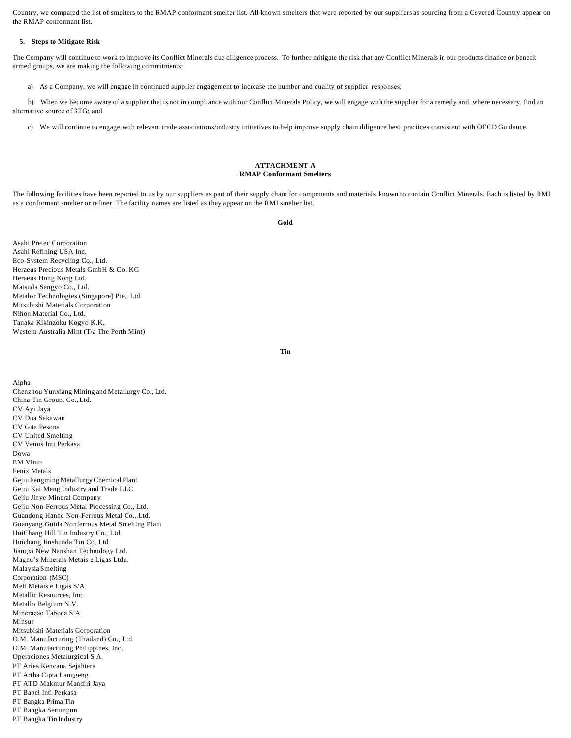Country, we compared the list of smelters to the RMAP conformant smelter list. All known smelters that were reported by our suppliers as sourcing from a Covered Country appear on the RMAP conformant list.

**5. Steps to Mitigate Risk**

The Company will continue to work to improve its Conflict Minerals due diligence process. To further mitigate the risk that any Conflict Minerals in our products finance or benefit armed groups, we are making the following commitments:

a) As a Company, we will engage in continued supplier engagement to increase the number and quality of supplier responses;

b) When we become aware of a supplier that is not in compliance with our Conflict Minerals Policy, we will engage with the supplier for a remedy and, where necessary, find an alternative source of 3TG; and

c) We will continue to engage with relevant trade associations/industry initiatives to help improve supply chain diligence best practices consistent with OECD Guidance.

**ATTACHMENT A**
**RMAP Conformant Smelters**

The following facilities have been reported to us by our suppliers as part of their supply chain for components and materials known to contain Conflict Minerals. Each is listed by RMI as a conformant smelter or refiner. The facility names are listed as they appear on the RMI smelter list.

**Gold**

Asahi Pretec Corporation
Asahi Refining USA Inc.
Eco-System Recycling Co., Ltd.
Heraeus Precious Metals GmbH & Co. KG
Heraeus Hong Kong Ltd.
Matsuda Sangyo Co., Ltd.
Metalor Technologies (Singapore) Pte., Ltd.
Mitsubishi Materials Corporation
Nihon Material Co., Ltd.
Tanaka Kikinzoku Kogyo K.K.
Western Australia Mint (T/a The Perth Mint)

**Tin**

Alpha
Chenzhou Yunxiang Mining and Metallurgy Co., Ltd.
China Tin Group, Co., Ltd.
CV Ayi Jaya
CV Dua Sekawan
CV Gita Pesona
CV United Smelting
CV Venus Inti Perkasa
Dowa
EM Vinto
Fenix Metals
Gejiu Fengming Metallurgy Chemical Plant
Gejiu Kai Meng Industry and Trade LLC
Gejiu Jinye Mineral Company
Gejiu Non-Ferrous Metal Processing Co., Ltd.
Guandong Hanhe Non-Ferrous Metal Co., Ltd.
Guanyang Guida Nonferrous Metal Smelting Plant
HuiChang Hill Tin Industry Co., Ltd.
Huichang Jinshunda Tin Co, Ltd.
Jiangxi New Nanshan Technology Ltd.
Magnu's Minerais Metais e Ligas Ltda.
Malaysia Smelting
Corporation (MSC)
Melt Metais e Ligas S/A
Metallic Resources, Inc.
Metallo Belgium N.V.
Mineração Taboca S.A.
Minsur
Mitsubishi Materials Corporation
O.M. Manufacturing (Thailand) Co., Ltd.
O.M. Manufacturing Philippines, Inc.
Operaciones Metalurgical S.A.
PT Aries Kencana Sejahtera
PT Artha Cipta Langgeng
PT ATD Makmur Mandiri Jaya
PT Babel Inti Perkasa
PT Bangka Prima Tin
PT Bangka Serumpun
PT Bangka Tin Industry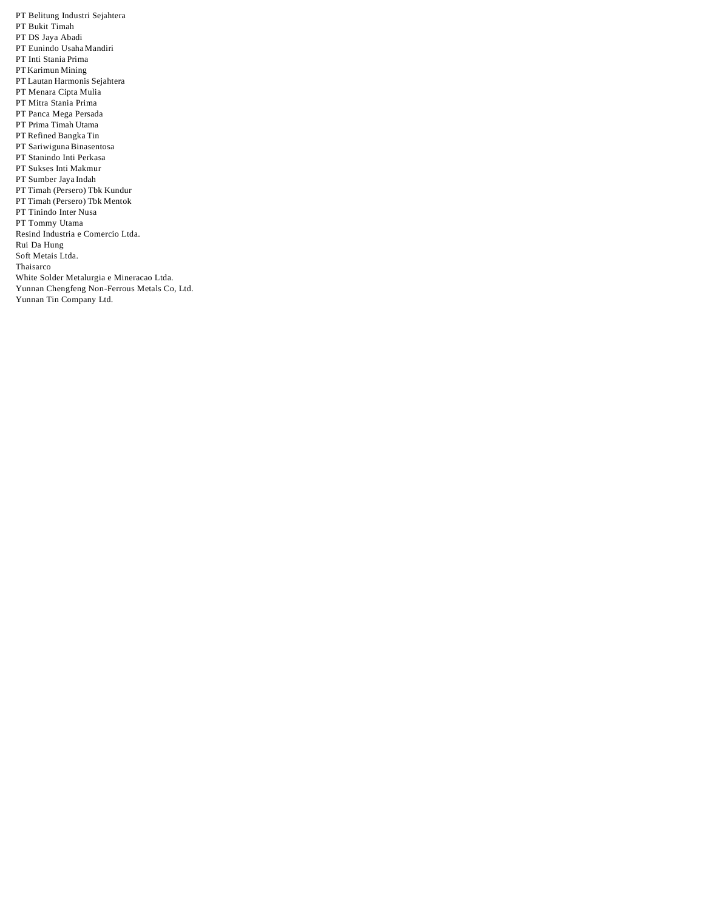PT Belitung Industri Sejahtera
PT Bukit Timah
PT DS Jaya Abadi
PT Eunindo Usaha Mandiri
PT Inti Stania Prima
PT Karimun Mining
PT Lautan Harmonis Sejahtera
PT Menara Cipta Mulia
PT Mitra Stania Prima
PT Panca Mega Persada
PT Prima Timah Utama
PT Refined Bangka Tin
PT Sariwiguna Binasentosa
PT Stanindo Inti Perkasa
PT Sukses Inti Makmur
PT Sumber Jaya Indah
PT Timah (Persero) Tbk Kundur
PT Timah (Persero) Tbk Mentok
PT Tinindo Inter Nusa
PT Tommy Utama
Resind Industria e Comercio Ltda.
Rui Da Hung
Soft Metais Ltda.
Thaisarco
White Solder Metalurgia e Mineracao Ltda.
Yunnan Chengfeng Non-Ferrous Metals Co, Ltd.
Yunnan Tin Company Ltd.